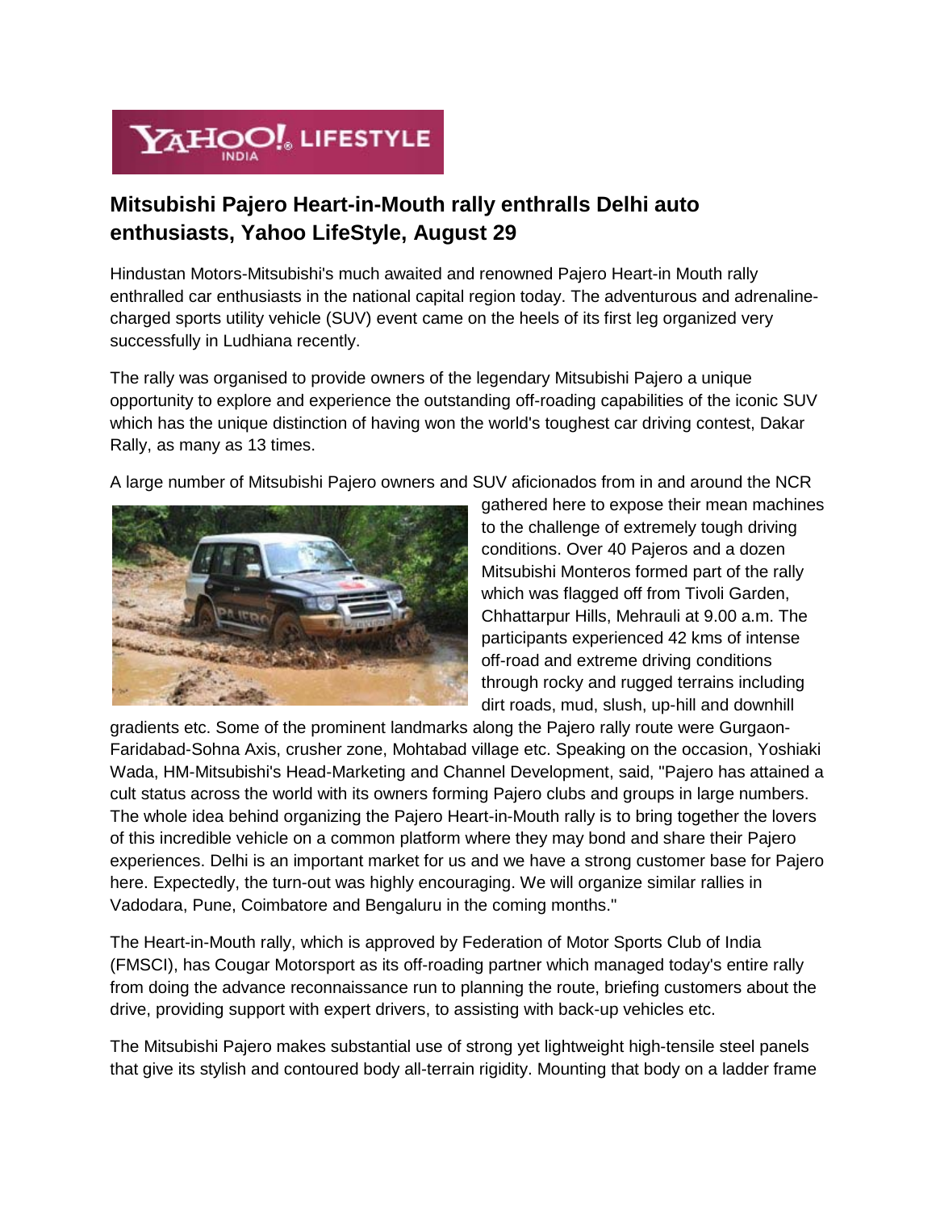# Mitsubishi Pajero Heart-in-Mouth rally enthralls Delhi auto enthusiasts, Yahoo LifeStyle, August 29

Hindustan Motors-Mitsubishi's much awaited and renowned Pajero Heart-in Mouth rally enthralled car enthusiasts in the national capital region today. The adventurous and adrenaline-charged sports utility vehicle (SUV) event came on the heels of its first leg organized very successfully in Ludhiana recently.

The rally was organised to provide owners of the legendary Mitsubishi Pajero a unique opportunity to explore and experience the outstanding off-roading capabilities of the iconic SUV which has the unique distinction of having won the world's toughest car driving contest, Dakar Rally, as many as 13 times.

A large number of Mitsubishi Pajero owners and SUV aficionados from in and around the NCR gathered here to expose their mean machines to the challenge of extremely tough driving conditions. Over 40 Pajeros and a dozen Mitsubishi Monteros formed part of the rally which was flagged off from Tivoli Garden, Chhattarpur Hills, Mehrauli at 9.00 a.m. The participants experienced 42 kms of intense off-road and extreme driving conditions through rocky and rugged terrains including dirt roads, mud, slush, up-hill and downhill gradients etc. Some of the prominent landmarks along the Pajero rally route were Gurgaon-Faridabad-Sohna Axis, crusher zone, Mohtabad village etc. Speaking on the occasion, Yoshiaki Wada, HM-Mitsubishi's Head-Marketing and Channel Development, said, "Pajero has attained a cult status across the world with its owners forming Pajero clubs and groups in large numbers. The whole idea behind organizing the Pajero Heart-in-Mouth rally is to bring together the lovers of this incredible vehicle on a common platform where they may bond and share their Pajero experiences. Delhi is an important market for us and we have a strong customer base for Pajero here. Expectedly, the turn-out was highly encouraging. We will organize similar rallies in Vadodara, Pune, Coimbatore and Bengaluru in the coming months."

The Heart-in-Mouth rally, which is approved by Federation of Motor Sports Club of India (FMSCI), has Cougar Motorsport as its off-roading partner which managed today's entire rally from doing the advance reconnaissance run to planning the route, briefing customers about the drive, providing support with expert drivers, to assisting with back-up vehicles etc.

The Mitsubishi Pajero makes substantial use of strong yet lightweight high-tensile steel panels that give its stylish and contoured body all-terrain rigidity. Mounting that body on a ladder frame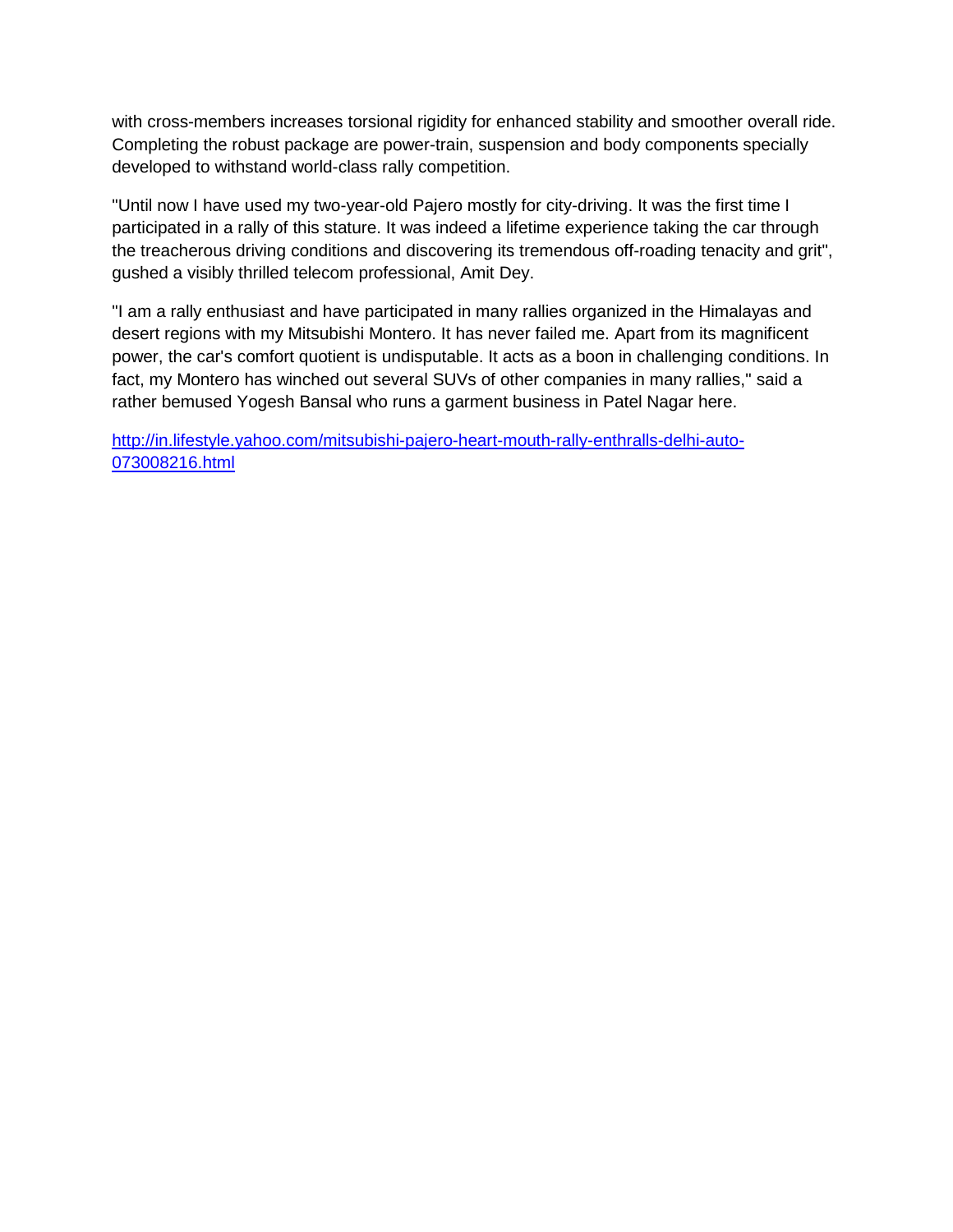with cross-members increases torsional rigidity for enhanced stability and smoother overall ride. Completing the robust package are power-train, suspension and body components specially developed to withstand world-class rally competition.

"Until now I have used my two-year-old Pajero mostly for city-driving. It was the first time I participated in a rally of this stature. It was indeed a lifetime experience taking the car through the treacherous driving conditions and discovering its tremendous off-roading tenacity and grit", gushed a visibly thrilled telecom professional, Amit Dey.

"I am a rally enthusiast and have participated in many rallies organized in the Himalayas and desert regions with my Mitsubishi Montero. It has never failed me. Apart from its magnificent power, the car's comfort quotient is undisputable. It acts as a boon in challenging conditions. In fact, my Montero has winched out several SUVs of other companies in many rallies," said a rather bemused Yogesh Bansal who runs a garment business in Patel Nagar here.

[http://in.lifestyle.yahoo.com/mitsubishi-pajero-heart-mouth-rally-enthralls-delhi-auto-073008216.html](http://in.lifestyle.yahoo.com/mitsubishi-pajero-heart-mouth-rally-enthralls-delhi-auto-073008216.html)